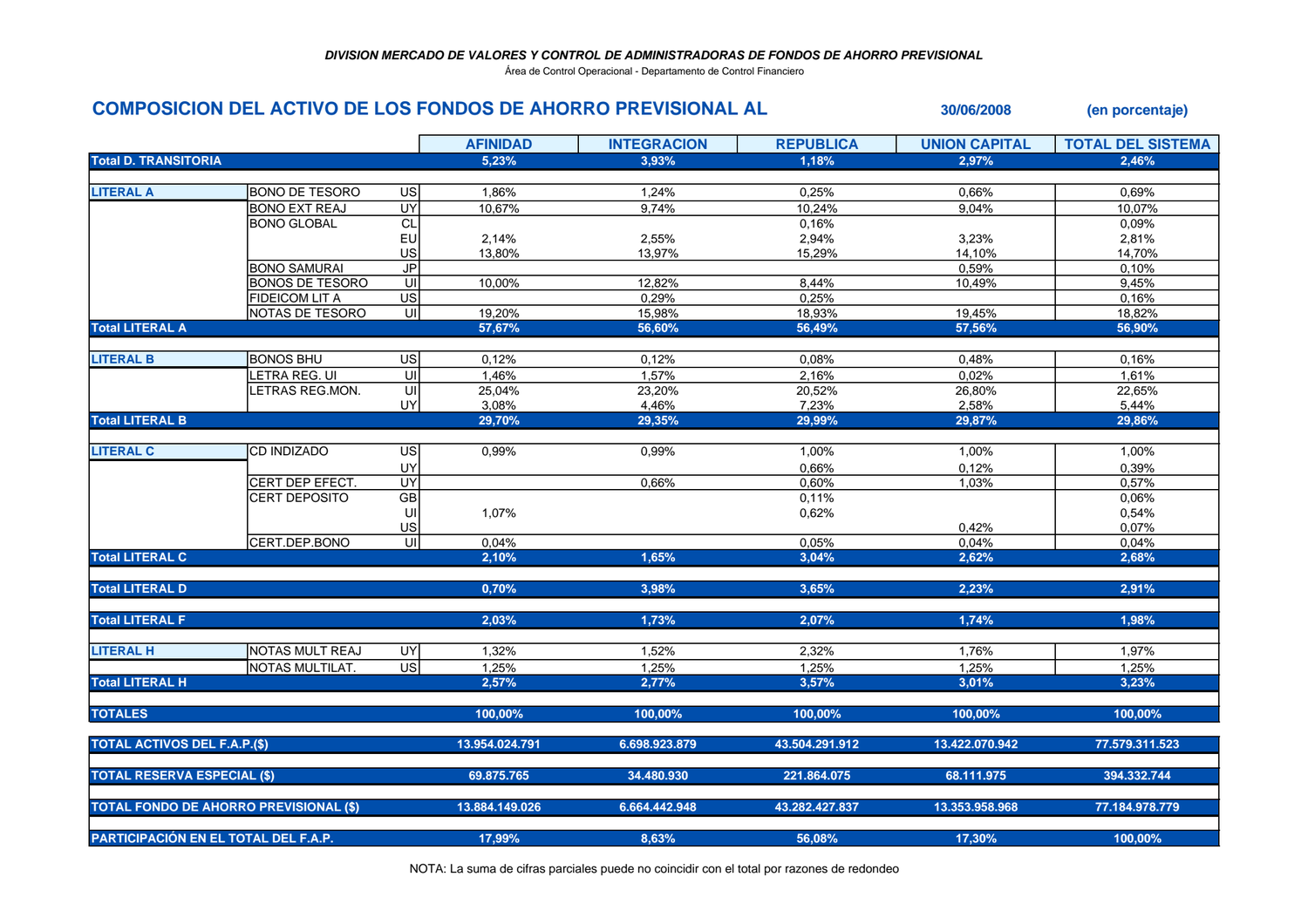**DIVISION MERCADO DE VALORES Y CONTROL DE ADMINISTRADORAS DE FONDOS DE AHORRO PREVISIONAL**

Área de Control Operacional - Departamento de Control Financiero

## COMPOSICION DEL ACTIVO DE LOS FONDOS DE AHORRO PREVISIONAL AL 30/06/2008 (en porcentaje)

| | | | AFINIDAD | INTEGRACION | REPUBLICA | UNION CAPITAL | TOTAL DEL SISTEMA |
|---|---|---|---|---|---|---|---|
| **Total D. TRANSITORIA** | | | **5,23%** | **3,93%** | **1,18%** | **2,97%** | **2,46%** |
| **LITERAL A** | BONO DE TESORO | US | 1,86% | 1,24% | 0,25% | 0,66% | 0,69% |
| | BONO EXT REAJ | UY | 10,67% | 9,74% | 10,24% | 9,04% | 10,07% |
| | BONO GLOBAL | CL | | | 0,16% | | 0,09% |
| | | EU | 2,14% | 2,55% | 2,94% | 3,23% | 2,81% |
| | | US | 13,80% | 13,97% | 15,29% | 14,10% | 14,70% |
| | BONO SAMURAI | JP | | | | 0,59% | 0,10% |
| | BONOS DE TESORO | UI | 10,00% | 12,82% | 8,44% | 10,49% | 9,45% |
| | FIDEICOM LIT A | US | | 0,29% | 0,25% | | 0,16% |
| | NOTAS DE TESORO | UI | 19,20% | 15,98% | 18,93% | 19,45% | 18,82% |
| **Total LITERAL A** | | | **57,67%** | **56,60%** | **56,49%** | **57,56%** | **56,90%** |
| **LITERAL B** | BONOS BHU | US | 0,12% | 0,12% | 0,08% | 0,48% | 0,16% |
| | LETRA REG. UI | UI | 1,46% | 1,57% | 2,16% | 0,02% | 1,61% |
| | LETRAS REG.MON. | UI | 25,04% | 23,20% | 20,52% | 26,80% | 22,65% |
| | | UY | 3,08% | 4,46% | 7,23% | 2,58% | 5,44% |
| **Total LITERAL B** | | | **29,70%** | **29,35%** | **29,99%** | **29,87%** | **29,86%** |
| **LITERAL C** | CD INDIZADO | US | 0,99% | 0,99% | 1,00% | 1,00% | 1,00% |
| | | UY | | | 0,66% | 0,12% | 0,39% |
| | CERT DEP EFECT. | UY | | 0,66% | 0,60% | 1,03% | 0,57% |
| | CERT DEPOSITO | GB | | | 0,11% | | 0,06% |
| | | UI | 1,07% | | 0,62% | | 0,54% |
| | | US | | | | 0,42% | 0,07% |
| | CERT.DEP.BONO | UI | 0,04% | | 0,05% | 0,04% | 0,04% |
| **Total LITERAL C** | | | **2,10%** | **1,65%** | **3,04%** | **2,62%** | **2,68%** |
| **Total LITERAL D** | | | **0,70%** | **3,98%** | **3,65%** | **2,23%** | **2,91%** |
| **Total LITERAL F** | | | **2,03%** | **1,73%** | **2,07%** | **1,74%** | **1,98%** |
| **LITERAL H** | NOTAS MULT REAJ | UY | 1,32% | 1,52% | 2,32% | 1,76% | 1,97% |
| | NOTAS MULTILAT. | US | 1,25% | 1,25% | 1,25% | 1,25% | 1,25% |
| **Total LITERAL H** | | | **2,57%** | **2,77%** | **3,57%** | **3,01%** | **3,23%** |
| **TOTALES** | | | **100,00%** | **100,00%** | **100,00%** | **100,00%** | **100,00%** |
| **TOTAL ACTIVOS DEL F.A.P.($)** | | | **13.954.024.791** | **6.698.923.879** | **43.504.291.912** | **13.422.070.942** | **77.579.311.523** |
| **TOTAL RESERVA ESPECIAL ($)** | | | **69.875.765** | **34.480.930** | **221.864.075** | **68.111.975** | **394.332.744** |
| **TOTAL FONDO DE AHORRO PREVISIONAL ($)** | | | **13.884.149.026** | **6.664.442.948** | **43.282.427.837** | **13.353.958.968** | **77.184.978.779** |
| **PARTICIPACIÓN EN EL TOTAL DEL F.A.P.** | | | **17,99%** | **8,63%** | **56,08%** | **17,30%** | **100,00%** |

NOTA: La suma de cifras parciales puede no coincidir con el total por razones de redondeo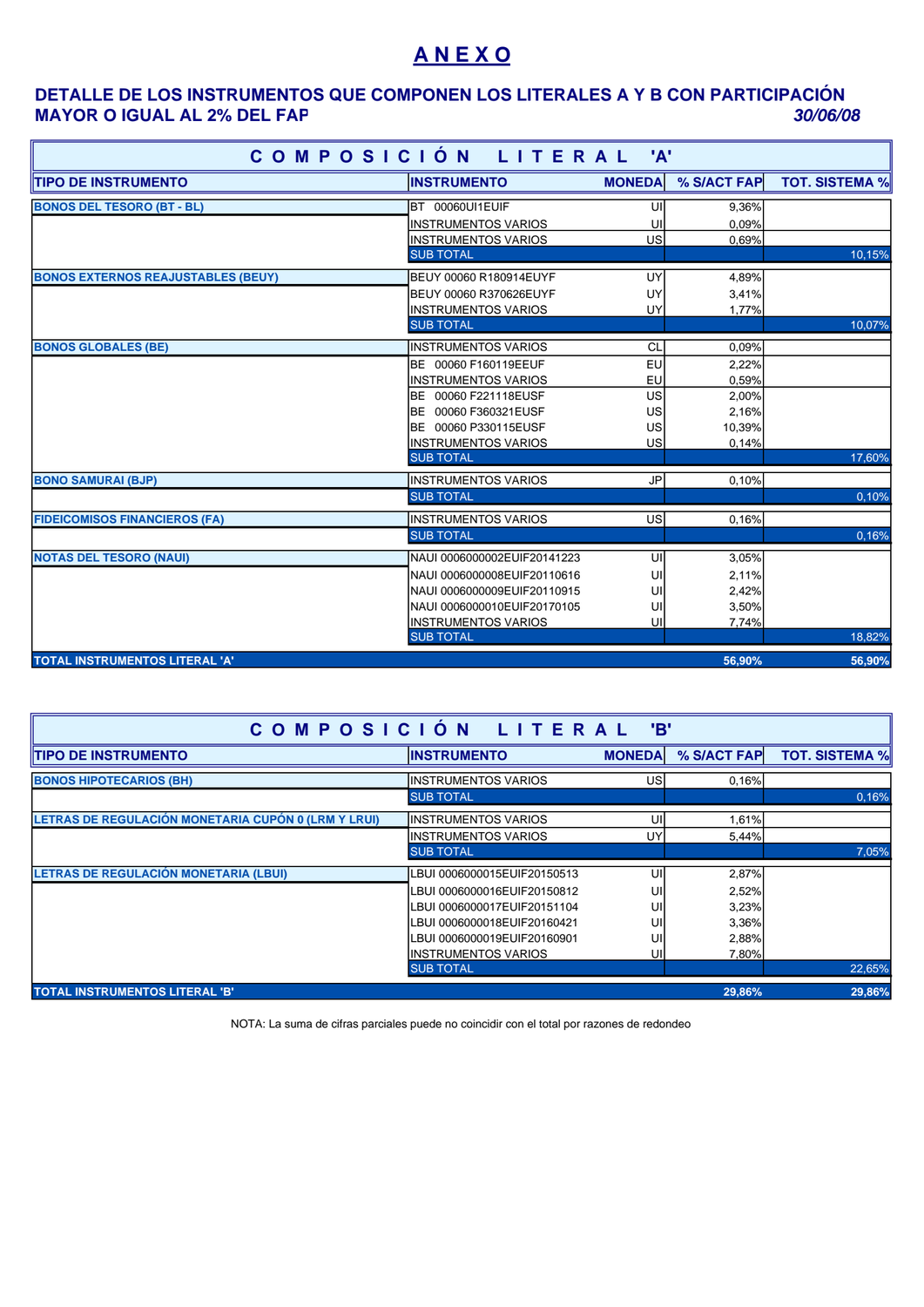# ANEXO

## DETALLE DE LOS INSTRUMENTOS QUE COMPONEN LOS LITERALES A Y B CON PARTICIPACIÓN MAYOR O IGUAL AL 2% DEL FAP

*30/06/08*

### COMPOSICIÓN LITERAL 'A'

| TIPO DE INSTRUMENTO | INSTRUMENTO | MONEDA | % S/ACT FAP | TOT. SISTEMA % |
|---|---|---|---|---|
| BONOS DEL TESORO (BT - BL) | BT 00060UI1EUIF | UI | 9,36% | |
| | INSTRUMENTOS VARIOS | UI | 0,09% | |
| | INSTRUMENTOS VARIOS | US | 0,69% | |
| | SUB TOTAL | | | 10,15% |
| BONOS EXTERNOS REAJUSTABLES (BEUY) | BEUY 00060 R180914EUYF | UY | 4,89% | |
| | BEUY 00060 R370626EUYF | UY | 3,41% | |
| | INSTRUMENTOS VARIOS | UY | 1,77% | |
| | SUB TOTAL | | | 10,07% |
| BONOS GLOBALES (BE) | INSTRUMENTOS VARIOS | CL | 0,09% | |
| | BE 00060 F160119EEUF | EU | 2,22% | |
| | INSTRUMENTOS VARIOS | EU | 0,59% | |
| | BE 00060 F221118EUSF | US | 2,00% | |
| | BE 00060 F360321EUSF | US | 2,16% | |
| | BE 00060 P330115EUSF | US | 10,39% | |
| | INSTRUMENTOS VARIOS | US | 0,14% | |
| | SUB TOTAL | | | 17,60% |
| BONO SAMURAI (BJP) | INSTRUMENTOS VARIOS | JP | 0,10% | |
| | SUB TOTAL | | | 0,10% |
| FIDEICOMISOS FINANCIEROS (FA) | INSTRUMENTOS VARIOS | US | 0,16% | |
| | SUB TOTAL | | | 0,16% |
| NOTAS DEL TESORO (NAUI) | NAUI 0006000002EUIF20141223 | UI | 3,05% | |
| | NAUI 0006000008EUIF20110616 | UI | 2,11% | |
| | NAUI 0006000009EUIF20110915 | UI | 2,42% | |
| | NAUI 0006000010EUIF20170105 | UI | 3,50% | |
| | INSTRUMENTOS VARIOS | UI | 7,74% | |
| | SUB TOTAL | | | 18,82% |
| **TOTAL INSTRUMENTOS LITERAL 'A'** | | | **56,90%** | **56,90%** |

### COMPOSICIÓN LITERAL 'B'

| TIPO DE INSTRUMENTO | INSTRUMENTO | MONEDA | % S/ACT FAP | TOT. SISTEMA % |
|---|---|---|---|---|
| BONOS HIPOTECARIOS (BH) | INSTRUMENTOS VARIOS | US | 0,16% | |
| | SUB TOTAL | | | 0,16% |
| LETRAS DE REGULACIÓN MONETARIA CUPÓN 0 (LRM Y LRUI) | INSTRUMENTOS VARIOS | UI | 1,61% | |
| | INSTRUMENTOS VARIOS | UY | 5,44% | |
| | SUB TOTAL | | | 7,05% |
| LETRAS DE REGULACIÓN MONETARIA (LBUI) | LBUI 0006000015EUIF20150513 | UI | 2,87% | |
| | LBUI 0006000016EUIF20150812 | UI | 2,52% | |
| | LBUI 0006000017EUIF20151104 | UI | 3,23% | |
| | LBUI 0006000018EUIF20160421 | UI | 3,36% | |
| | LBUI 0006000019EUIF20160901 | UI | 2,88% | |
| | INSTRUMENTOS VARIOS | UI | 7,80% | |
| | SUB TOTAL | | | 22,65% |
| **TOTAL INSTRUMENTOS LITERAL 'B'** | | | **29,86%** | **29,86%** |

NOTA: La suma de cifras parciales puede no coincidir con el total por razones de redondeo